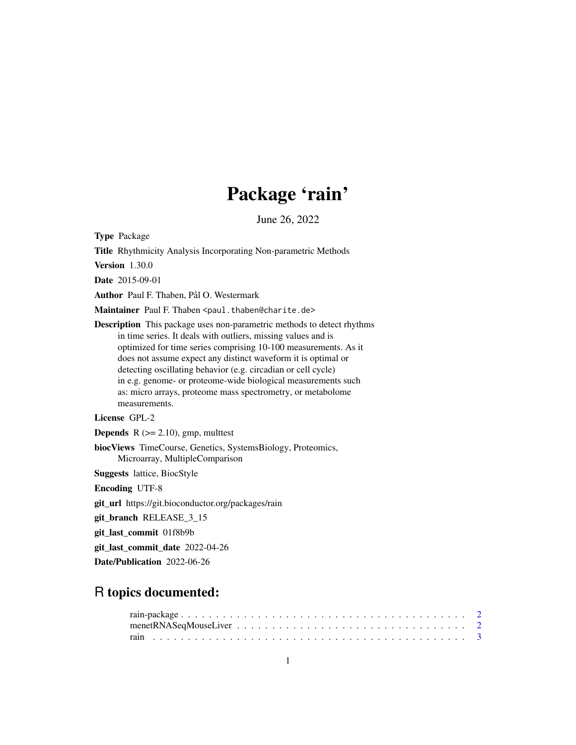# Package 'rain'

June 26, 2022

**Type** Package

**Title** Rhythmicity Analysis Incorporating Non-parametric Methods

**Version** 1.30.0

**Date** 2015-09-01

**Author** Paul F. Thaben, Pål O. Westermark

**Maintainer** Paul F. Thaben <paul.thaben@charite.de>

**Description** This package uses non-parametric methods to detect rhythms in time series. It deals with outliers, missing values and is optimized for time series comprising 10-100 measurements. As it does not assume expect any distinct waveform it is optimal or detecting oscillating behavior (e.g. circadian or cell cycle) in e.g. genome- or proteome-wide biological measurements such as: micro arrays, proteome mass spectrometry, or metabolome measurements.

**License** GPL-2

**Depends** R (>= 2.10), gmp, multtest

**biocViews** TimeCourse, Genetics, SystemsBiology, Proteomics, Microarray, MultipleComparison

**Suggests** lattice, BiocStyle

**Encoding** UTF-8

**git_url** https://git.bioconductor.org/packages/rain

**git_branch** RELEASE_3_15

**git_last_commit** 01f8b9b

**git_last_commit_date** 2022-04-26

**Date/Publication** 2022-06-26

## R topics documented:

- rain-package . . . . . . . . . . . . . . . . . . . . . . . . . . . . . . . . . . . . . . . . 2
- menetRNASeqMouseLiver . . . . . . . . . . . . . . . . . . . . . . . . . . . . . . . . . . 2
- rain . . . . . . . . . . . . . . . . . . . . . . . . . . . . . . . . . . . . . . . . . . . . 3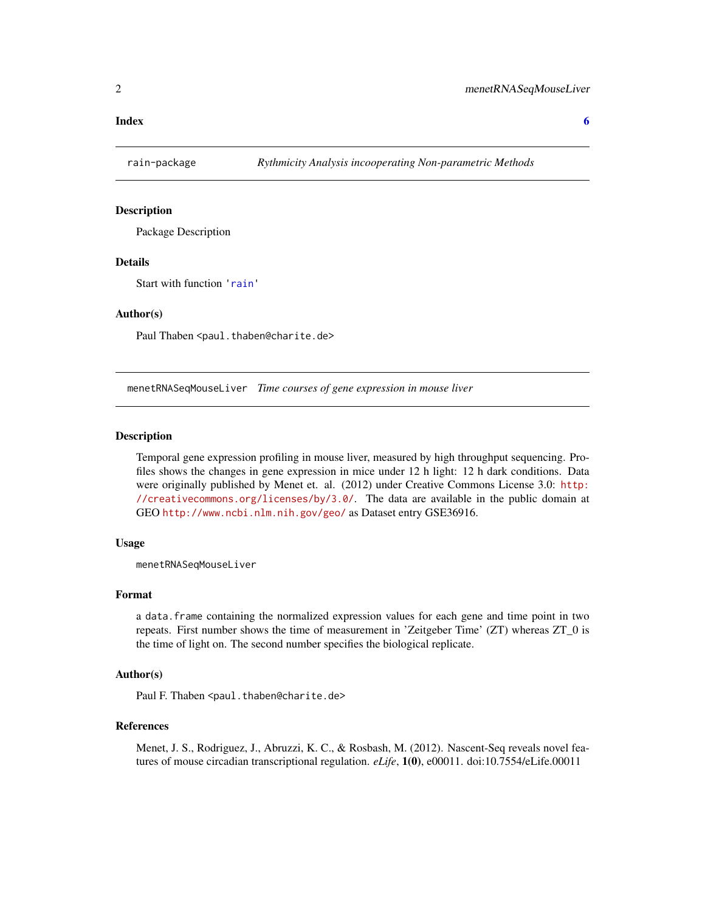**Index** **6**

---

`rain-package` *Rythmicity Analysis incooperating Non-parametric Methods*

---

### Description

Package Description

### Details

Start with function 'rain'

### Author(s)

Paul Thaben <paul.thaben@charite.de>

---

`menetRNASeqMouseLiver` *Time courses of gene expression in mouse liver*

---

### Description

Temporal gene expression profiling in mouse liver, measured by high throughput sequencing. Profiles shows the changes in gene expression in mice under 12 h light: 12 h dark conditions. Data were originally published by Menet et. al. (2012) under Creative Commons License 3.0: http://creativecommons.org/licenses/by/3.0/. The data are available in the public domain at GEO http://www.ncbi.nlm.nih.gov/geo/ as Dataset entry GSE36916.

### Usage

```
menetRNASeqMouseLiver
```

### Format

a `data.frame` containing the normalized expression values for each gene and time point in two repeats. First number shows the time of measurement in 'Zeitgeber Time' (ZT) whereas ZT_0 is the time of light on. The second number specifies the biological replicate.

### Author(s)

Paul F. Thaben <paul.thaben@charite.de>

### References

Menet, J. S., Rodriguez, J., Abruzzi, K. C., & Rosbash, M. (2012). Nascent-Seq reveals novel features of mouse circadian transcriptional regulation. *eLife*, **1(0)**, e00011. doi:10.7554/eLife.00011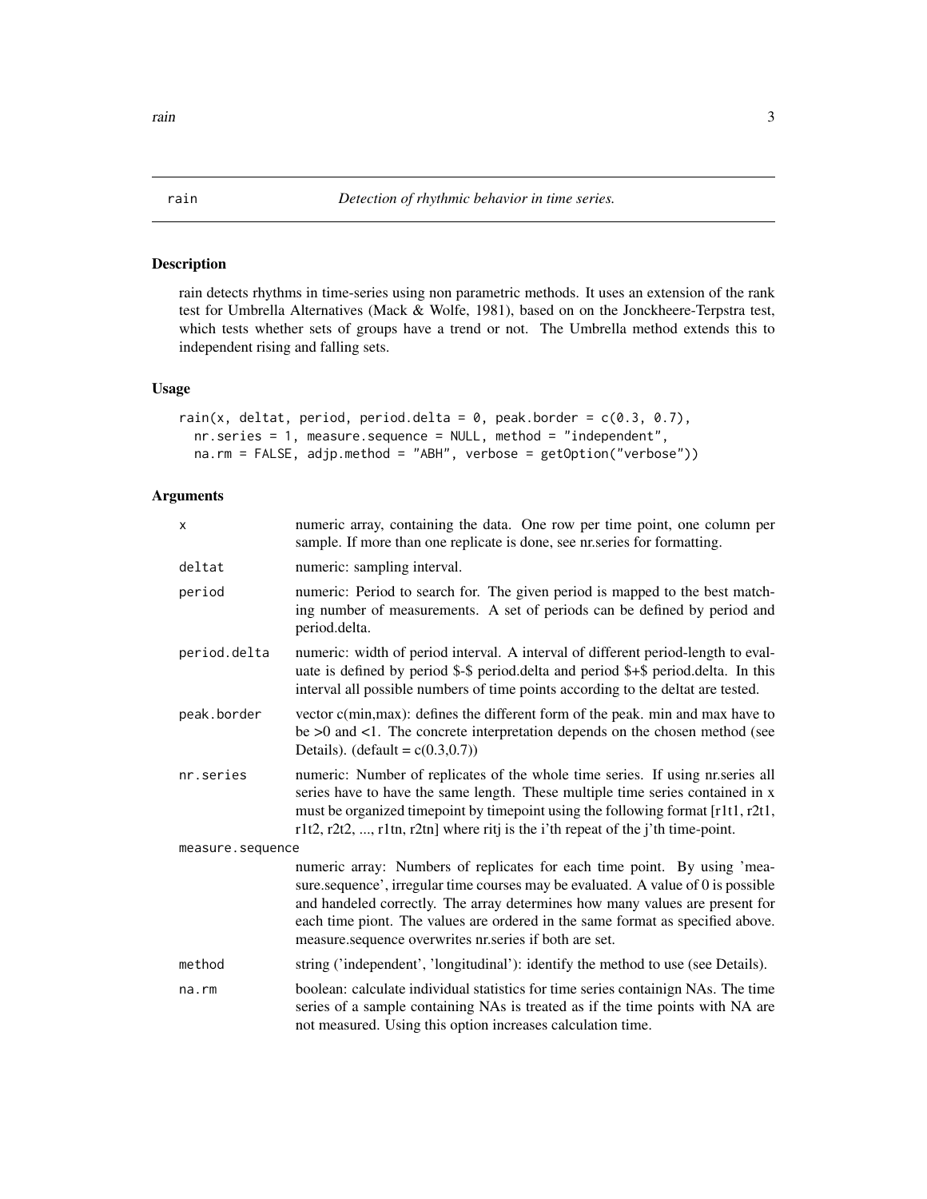# rain — *Detection of rhythmic behavior in time series.*

## Description

rain detects rhythms in time-series using non parametric methods. It uses an extension of the rank test for Umbrella Alternatives (Mack & Wolfe, 1981), based on on the Jonckheere-Terpstra test, which tests whether sets of groups have a trend or not. The Umbrella method extends this to independent rising and falling sets.

## Usage

```
rain(x, deltat, period, period.delta = 0, peak.border = c(0.3, 0.7),
  nr.series = 1, measure.sequence = NULL, method = "independent",
  na.rm = FALSE, adjp.method = "ABH", verbose = getOption("verbose"))
```

## Arguments

| Argument | Description |
| --- | --- |
| x | numeric array, containing the data. One row per time point, one column per sample. If more than one replicate is done, see nr.series for formatting. |
| deltat | numeric: sampling interval. |
| period | numeric: Period to search for. The given period is mapped to the best matching number of measurements. A set of periods can be defined by period and period.delta. |
| period.delta | numeric: width of period interval. A interval of different period-length to evaluate is defined by period $-$ period.delta and period $+$ period.delta. In this interval all possible numbers of time points according to the deltat are tested. |
| peak.border | vector c(min,max): defines the different form of the peak. min and max have to be >0 and <1. The concrete interpretation depends on the chosen method (see Details). (default = c(0.3,0.7)) |
| nr.series | numeric: Number of replicates of the whole time series. If using nr.series all series have to have the same length. These multiple time series contained in x must be organized timepoint by timepoint using the following format [r1t1, r2t1, r1t2, r2t2, ..., r1tn, r2tn] where ritj is the i'th repeat of the j'th time-point. |
| measure.sequence | numeric array: Numbers of replicates for each time point. By using 'measure.sequence', irregular time courses may be evaluated. A value of 0 is possible and handeled correctly. The array determines how many values are present for each time piont. The values are ordered in the same format as specified above. measure.sequence overwrites nr.series if both are set. |
| method | string ('independent', 'longitudinal'): identify the method to use (see Details). |
| na.rm | boolean: calculate individual statistics for time series containign NAs. The time series of a sample containing NAs is treated as if the time points with NA are not measured. Using this option increases calculation time. |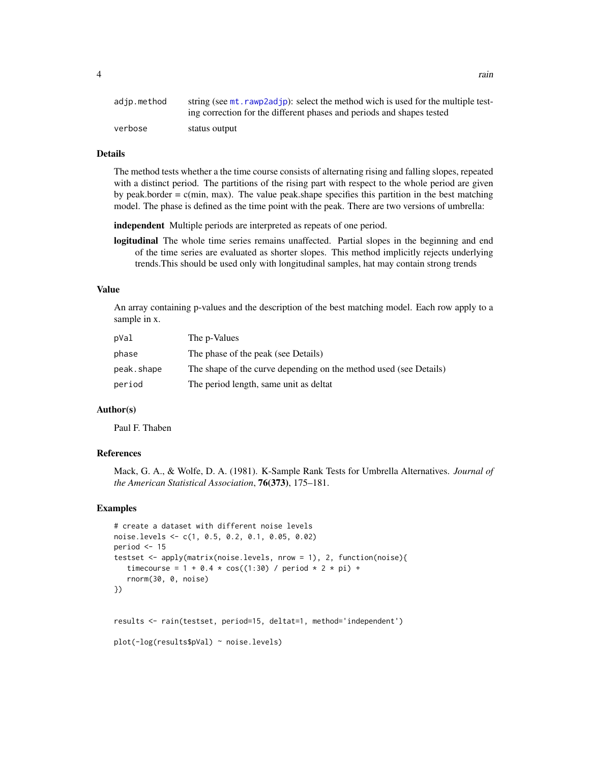| | |
|---|---|
| adjp.method | string (see mt.rawp2adjp): select the method wich is used for the multiple testing correction for the different phases and periods and shapes tested |
| verbose | status output |

## Details

The method tests whether a the time course consists of alternating rising and falling slopes, repeated with a distinct period. The partitions of the rising part with respect to the whole period are given by peak.border = c(min, max). The value peak.shape specifies this partition in the best matching model. The phase is defined as the time point with the peak. There are two versions of umbrella:

**independent** Multiple periods are interpreted as repeats of one period.

**logitudinal** The whole time series remains unaffected. Partial slopes in the beginning and end of the time series are evaluated as shorter slopes. This method implicitly rejects underlying trends.This should be used only with longitudinal samples, hat may contain strong trends

## Value

An array containing p-values and the description of the best matching model. Each row apply to a sample in x.

| | |
|---|---|
| pVal | The p-Values |
| phase | The phase of the peak (see Details) |
| peak.shape | The shape of the curve depending on the method used (see Details) |
| period | The period length, same unit as deltat |

## Author(s)

Paul F. Thaben

## References

Mack, G. A., & Wolfe, D. A. (1981). K-Sample Rank Tests for Umbrella Alternatives. *Journal of the American Statistical Association*, **76(373)**, 175–181.

## Examples

```
# create a dataset with different noise levels
noise.levels <- c(1, 0.5, 0.2, 0.1, 0.05, 0.02)
period <- 15
testset <- apply(matrix(noise.levels, nrow = 1), 2, function(noise){
   timecourse = 1 + 0.4 * cos((1:30) / period * 2 * pi) +
   rnorm(30, 0, noise)
})


results <- rain(testset, period=15, deltat=1, method='independent')

plot(-log(results$pVal) ~ noise.levels)
```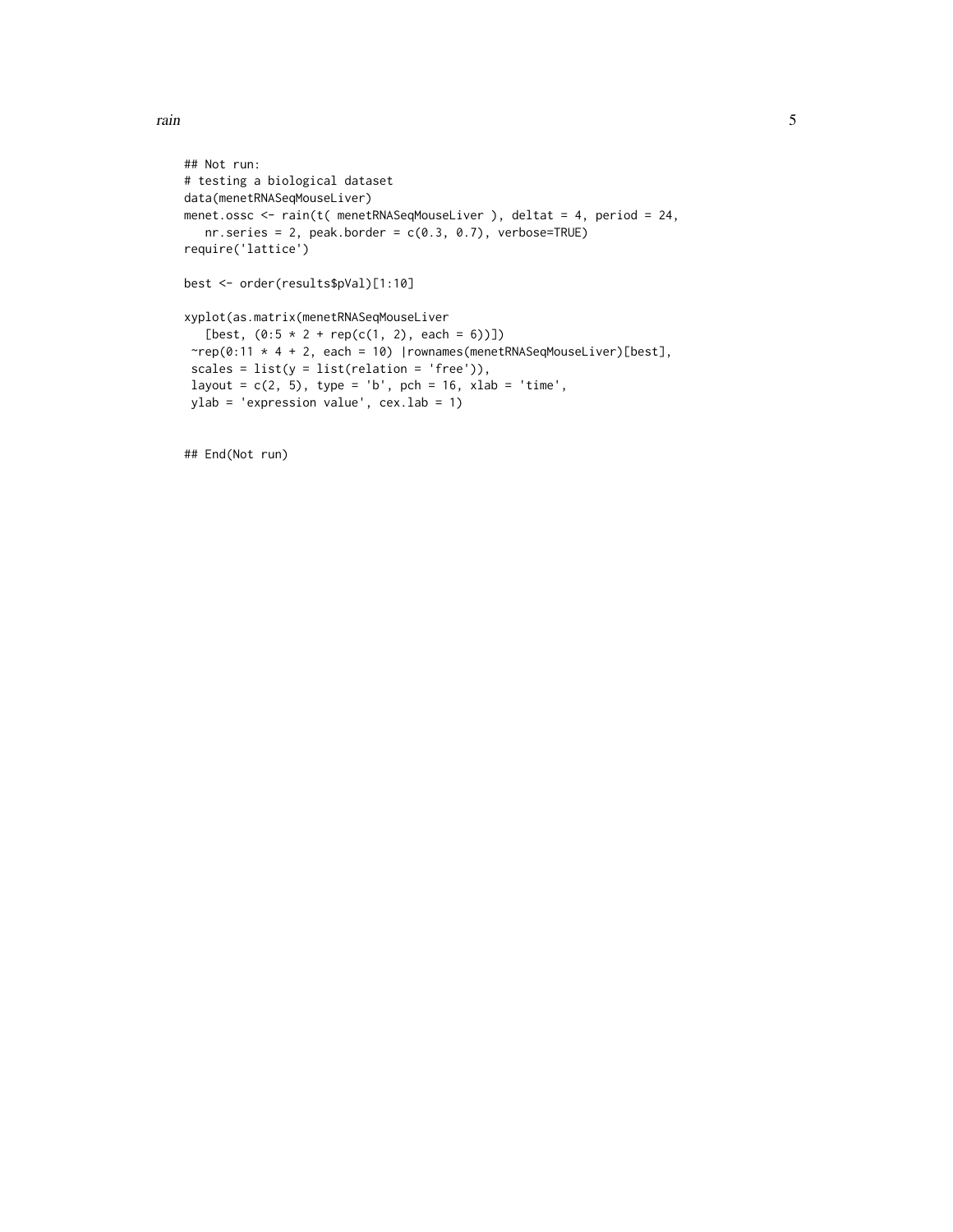```
## Not run:
# testing a biological dataset
data(menetRNASeqMouseLiver)
menet.ossc <- rain(t( menetRNASeqMouseLiver ), deltat = 4, period = 24,
   nr.series = 2, peak.border = c(0.3, 0.7), verbose=TRUE)
require('lattice')

best <- order(results$pVal)[1:10]

xyplot(as.matrix(menetRNASeqMouseLiver
   [best, (0:5 * 2 + rep(c(1, 2), each = 6))])
 ~rep(0:11 * 4 + 2, each = 10) |rownames(menetRNASeqMouseLiver)[best],
 scales = list(y = list(relation = 'free')),
 layout = c(2, 5), type = 'b', pch = 16, xlab = 'time',
 ylab = 'expression value', cex.lab = 1)


## End(Not run)
```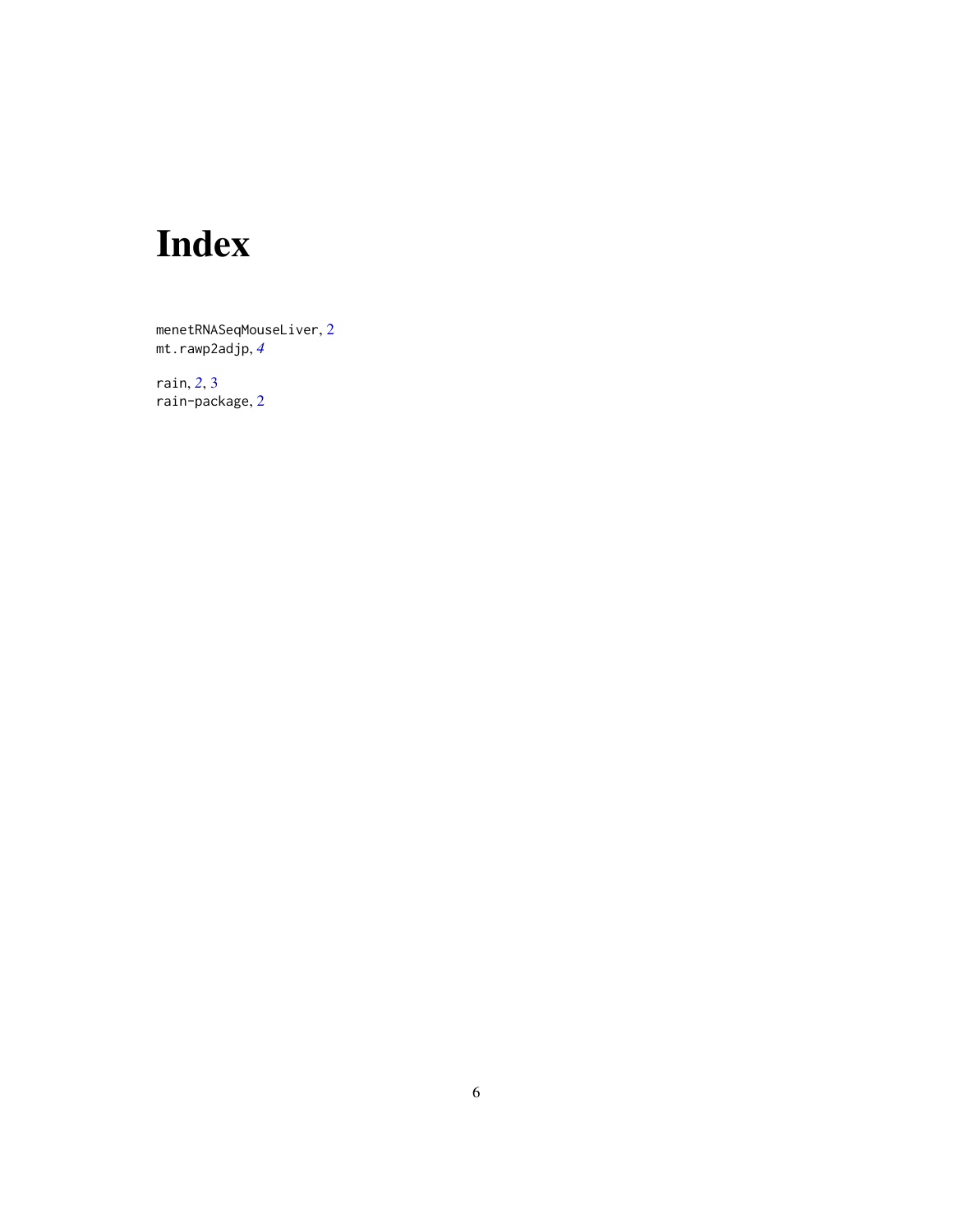# Index

menetRNASeqMouseLiver, 2
mt.rawp2adjp, *4*

rain, *2*, 3
rain-package, 2